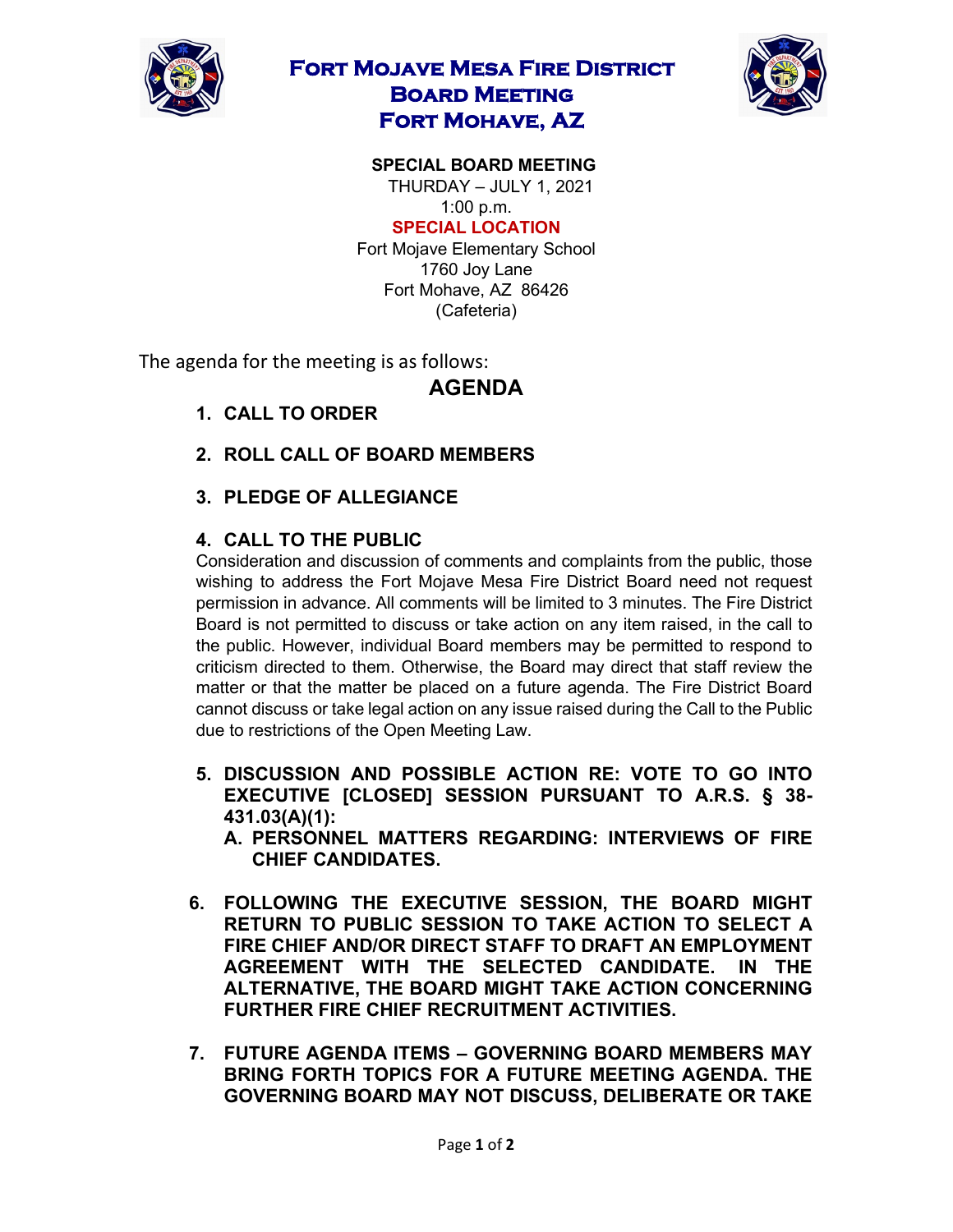# Fort Mojave Mesa Fire District
# Board Meeting
# Fort Mohave, AZ

**SPECIAL BOARD MEETING**

THURDAY – JULY 1, 2021

1:00 p.m.

**SPECIAL LOCATION**

Fort Mojave Elementary School
1760 Joy Lane
Fort Mohave, AZ 86426
(Cafeteria)

The agenda for the meeting is as follows:

## AGENDA

1. **CALL TO ORDER**

2. **ROLL CALL OF BOARD MEMBERS**

3. **PLEDGE OF ALLEGIANCE**

4. **CALL TO THE PUBLIC**
   Consideration and discussion of comments and complaints from the public, those wishing to address the Fort Mojave Mesa Fire District Board need not request permission in advance. All comments will be limited to 3 minutes. The Fire District Board is not permitted to discuss or take action on any item raised, in the call to the public. However, individual Board members may be permitted to respond to criticism directed to them. Otherwise, the Board may direct that staff review the matter or that the matter be placed on a future agenda. The Fire District Board cannot discuss or take legal action on any issue raised during the Call to the Public due to restrictions of the Open Meeting Law.

5. **DISCUSSION AND POSSIBLE ACTION RE: VOTE TO GO INTO EXECUTIVE [CLOSED] SESSION PURSUANT TO A.R.S. § 38-431.03(A)(1):**
   **A. PERSONNEL MATTERS REGARDING: INTERVIEWS OF FIRE CHIEF CANDIDATES.**

6. **FOLLOWING THE EXECUTIVE SESSION, THE BOARD MIGHT RETURN TO PUBLIC SESSION TO TAKE ACTION TO SELECT A FIRE CHIEF AND/OR DIRECT STAFF TO DRAFT AN EMPLOYMENT AGREEMENT WITH THE SELECTED CANDIDATE. IN THE ALTERNATIVE, THE BOARD MIGHT TAKE ACTION CONCERNING FURTHER FIRE CHIEF RECRUITMENT ACTIVITIES.**

7. **FUTURE AGENDA ITEMS – GOVERNING BOARD MEMBERS MAY BRING FORTH TOPICS FOR A FUTURE MEETING AGENDA. THE GOVERNING BOARD MAY NOT DISCUSS, DELIBERATE OR TAKE**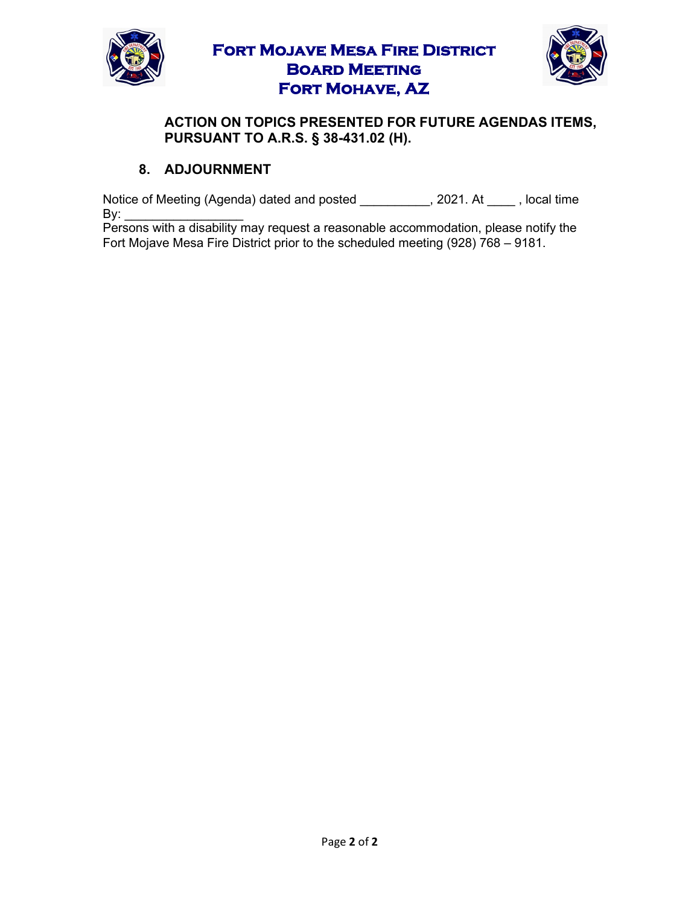**ACTION ON TOPICS PRESENTED FOR FUTURE AGENDAS ITEMS, PURSUANT TO A.R.S. § 38-431.02 (H).**

## 8. ADJOURNMENT

Notice of Meeting (Agenda) dated and posted __________, 2021. At ____ , local time
By: _________________

Persons with a disability may request a reasonable accommodation, please notify the Fort Mojave Mesa Fire District prior to the scheduled meeting (928) 768 – 9181.